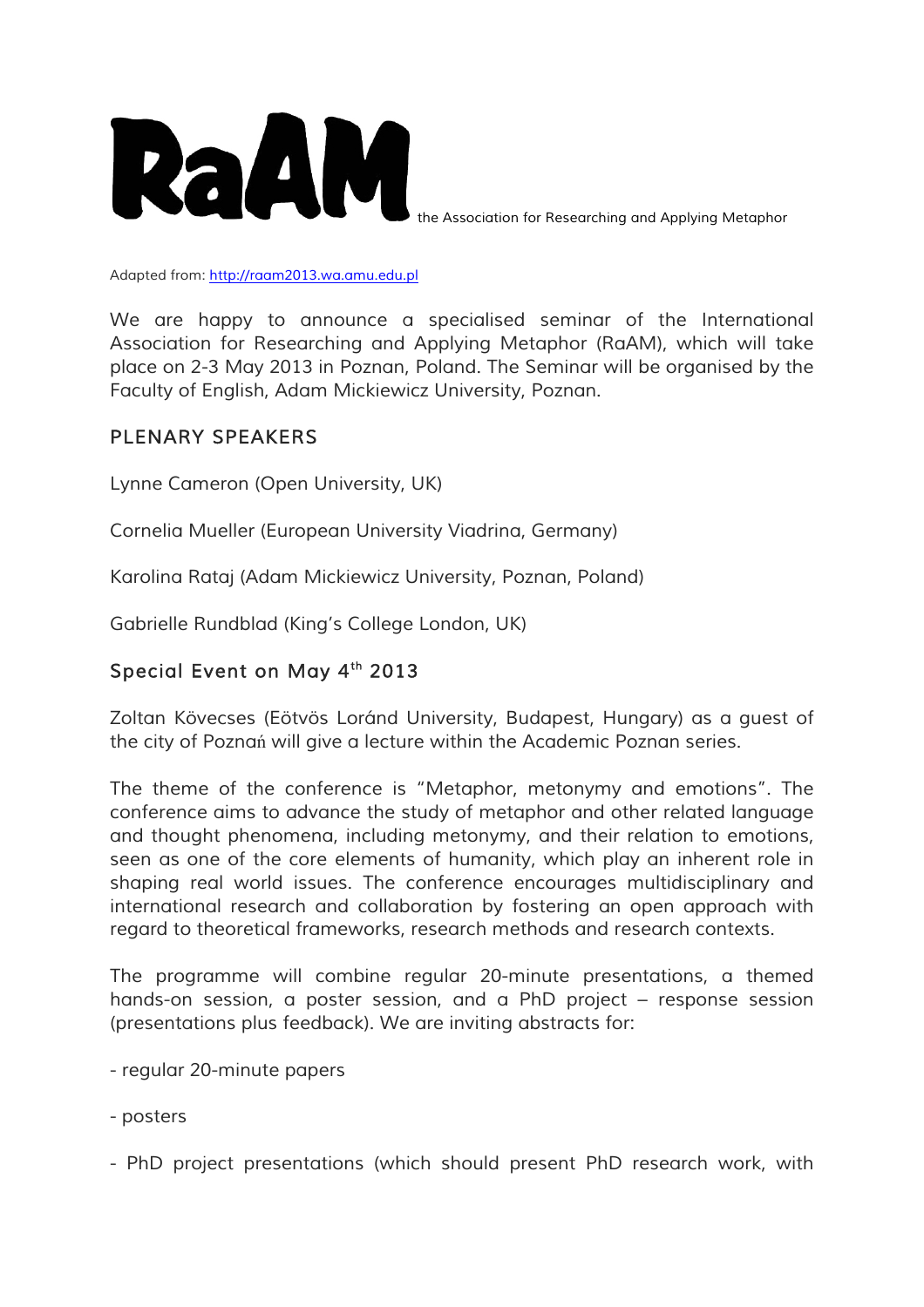# RaAM the Association for Researching and Applying Metaphor

Adapted from: http://raam2013.wa.amu.edu.pl

We are happy to announce a specialised seminar of the International Association for Researching and Applying Metaphor (RaAM), which will take place on 2-3 May 2013 in Poznan, Poland. The Seminar will be organised by the Faculty of English, Adam Mickiewicz University, Poznan.

## PLENARY SPEAKERS

Lynne Cameron (Open University, UK)

Cornelia Mueller (European University Viadrina, Germany)

Karolina Rataj (Adam Mickiewicz University, Poznan, Poland)

Gabrielle Rundblad (King's College London, UK)

## Special Event on May 4th 2013

Zoltan Kövecses (Eötvös Loránd University, Budapest, Hungary) as a guest of the city of Poznań will give a lecture within the Academic Poznan series.

The theme of the conference is "Metaphor, metonymy and emotions". The conference aims to advance the study of metaphor and other related language and thought phenomena, including metonymy, and their relation to emotions, seen as one of the core elements of humanity, which play an inherent role in shaping real world issues. The conference encourages multidisciplinary and international research and collaboration by fostering an open approach with regard to theoretical frameworks, research methods and research contexts.

The programme will combine regular 20-minute presentations, a themed hands-on session, a poster session, and a PhD project – response session (presentations plus feedback). We are inviting abstracts for:

- regular 20-minute papers

- posters

- PhD project presentations (which should present PhD research work, with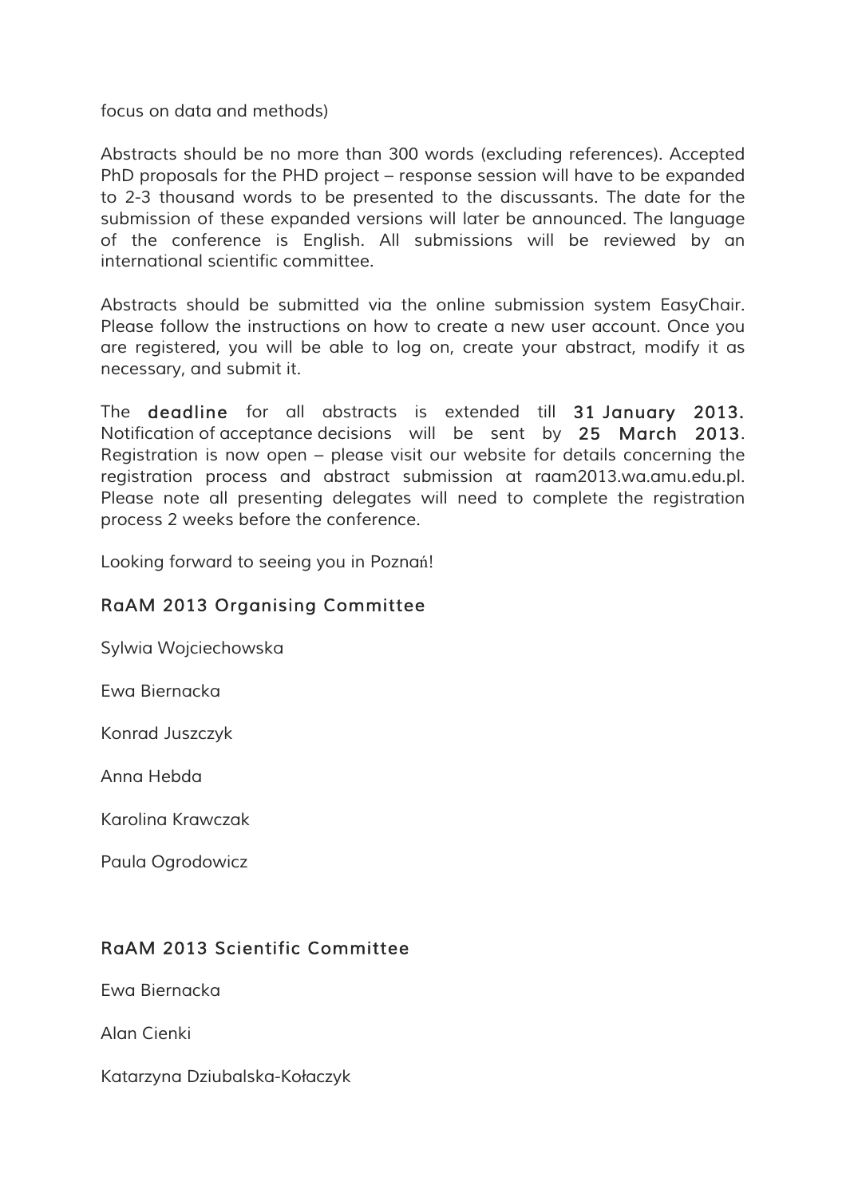focus on data and methods)

Abstracts should be no more than 300 words (excluding references). Accepted PhD proposals for the PHD project – response session will have to be expanded to 2-3 thousand words to be presented to the discussants. The date for the submission of these expanded versions will later be announced. The language of the conference is English. All submissions will be reviewed by an international scientific committee.

Abstracts should be submitted via the online submission system EasyChair. Please follow the instructions on how to create a new user account. Once you are registered, you will be able to log on, create your abstract, modify it as necessary, and submit it.

The **deadline** for all abstracts is extended till **31 January 2013.** Notification of acceptance decisions will be sent by **25 March 2013**. Registration is now open – please visit our website for details concerning the registration process and abstract submission at raam2013.wa.amu.edu.pl. Please note all presenting delegates will need to complete the registration process 2 weeks before the conference.

Looking forward to seeing you in Poznań!

## RaAM 2013 Organising Committee

Sylwia Wojciechowska

Ewa Biernacka

Konrad Juszczyk

Anna Hebda

Karolina Krawczak

Paula Ogrodowicz

## RaAM 2013 Scientific Committee

Ewa Biernacka

Alan Cienki

Katarzyna Dziubalska-Kołaczyk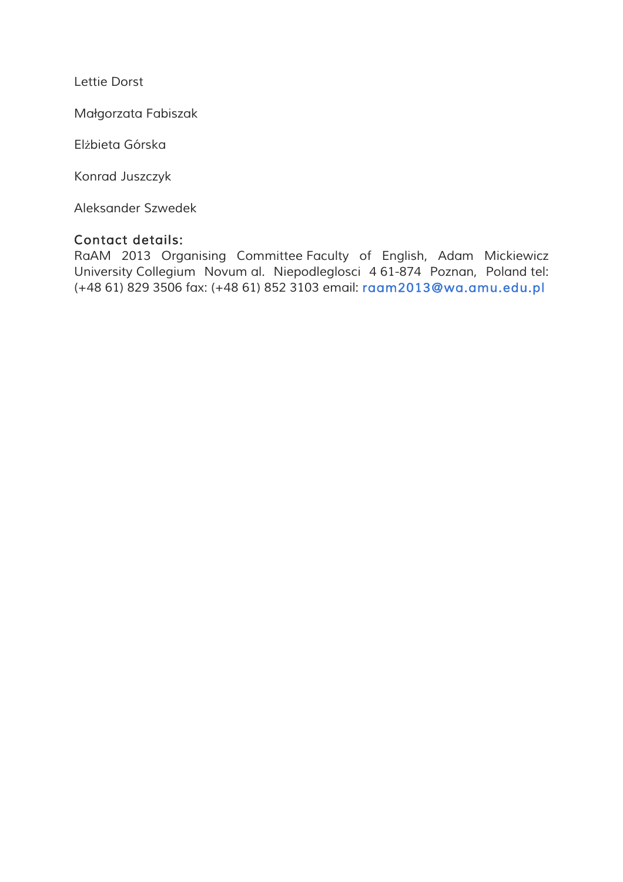Lettie Dorst

Małgorzata Fabiszak

Elżbieta Górska

Konrad Juszczyk

Aleksander Szwedek

**Contact details:**
RaAM 2013 Organising Committee Faculty of English, Adam Mickiewicz University Collegium Novum al. Niepodleglosci 4 61-874 Poznan, Poland tel: (+48 61) 829 3506 fax: (+48 61) 852 3103 email: raam2013@wa.amu.edu.pl